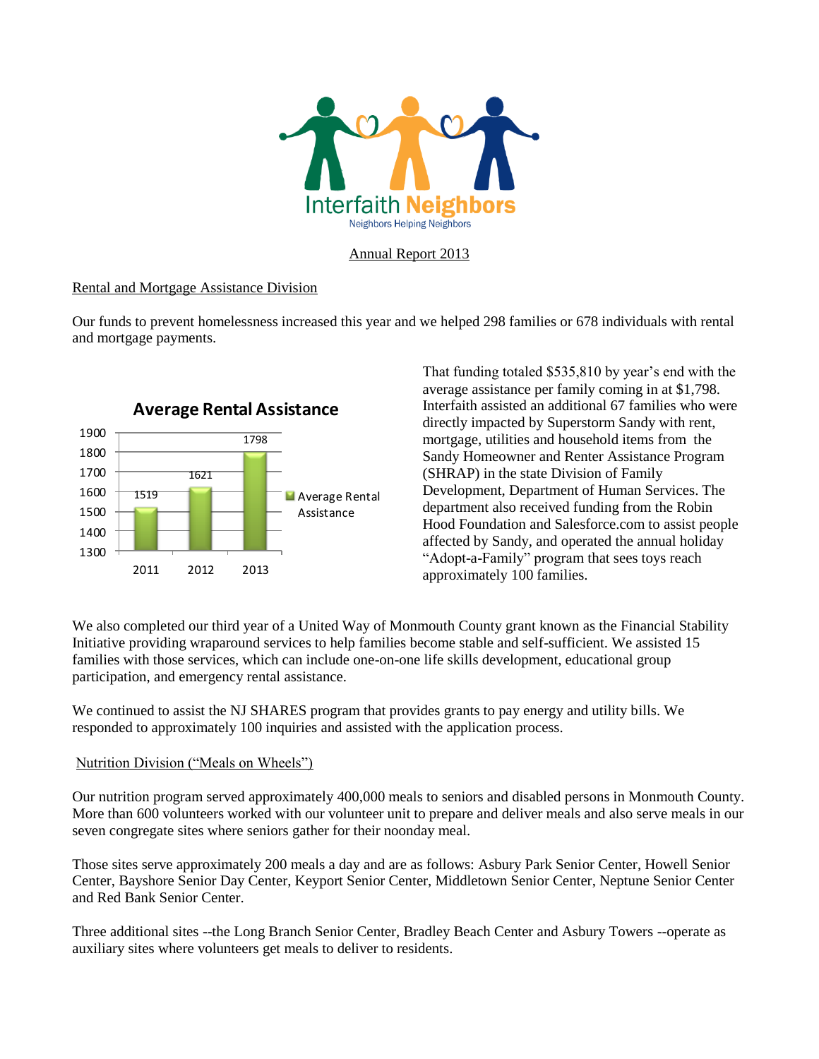Interfaith Neighbors

Neighbors Helping Neighbors

# Annual Report 2013

## Rental and Mortgage Assistance Division

Our funds to prevent homelessness increased this year and we helped 298 families or 678 individuals with rental and mortgage payments.

**Average Rental Assistance**

| Year | Average Rental Assistance |
|---|---|
| 2011 | 1519 |
| 2012 | 1621 |
| 2013 | 1798 |

That funding totaled $535,810 by year's end with the average assistance per family coming in at $1,798. Interfaith assisted an additional 67 families who were directly impacted by Superstorm Sandy with rent, mortgage, utilities and household items from the Sandy Homeowner and Renter Assistance Program (SHRAP) in the state Division of Family Development, Department of Human Services. The department also received funding from the Robin Hood Foundation and Salesforce.com to assist people affected by Sandy, and operated the annual holiday "Adopt-a-Family" program that sees toys reach approximately 100 families.

We also completed our third year of a United Way of Monmouth County grant known as the Financial Stability Initiative providing wraparound services to help families become stable and self-sufficient. We assisted 15 families with those services, which can include one-on-one life skills development, educational group participation, and emergency rental assistance.

We continued to assist the NJ SHARES program that provides grants to pay energy and utility bills. We responded to approximately 100 inquiries and assisted with the application process.

## Nutrition Division ("Meals on Wheels")

Our nutrition program served approximately 400,000 meals to seniors and disabled persons in Monmouth County. More than 600 volunteers worked with our volunteer unit to prepare and deliver meals and also serve meals in our seven congregate sites where seniors gather for their noonday meal.

Those sites serve approximately 200 meals a day and are as follows: Asbury Park Senior Center, Howell Senior Center, Bayshore Senior Day Center, Keyport Senior Center, Middletown Senior Center, Neptune Senior Center and Red Bank Senior Center.

Three additional sites --the Long Branch Senior Center, Bradley Beach Center and Asbury Towers --operate as auxiliary sites where volunteers get meals to deliver to residents.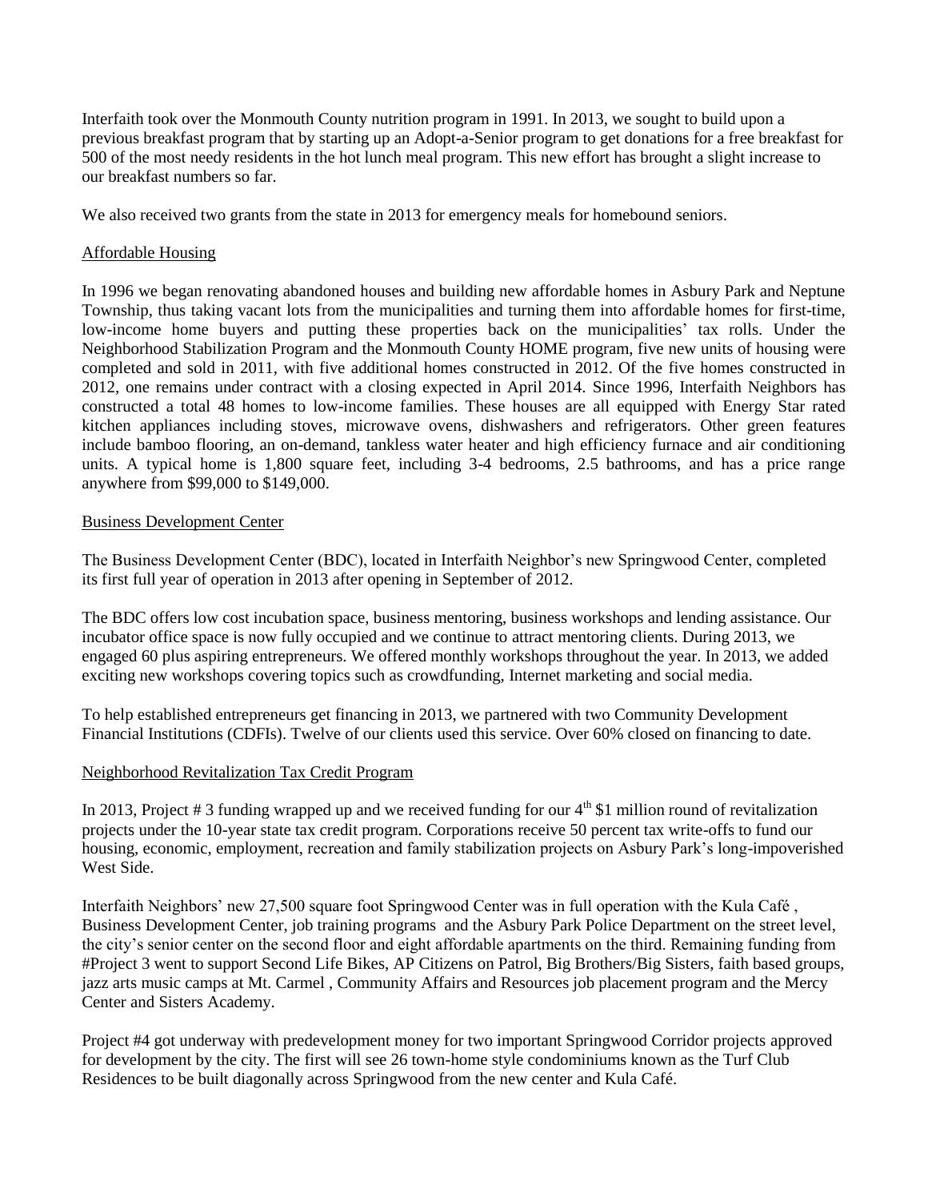Interfaith took over the Monmouth County nutrition program in 1991. In 2013, we sought to build upon a previous breakfast program that by starting up an Adopt-a-Senior program to get donations for a free breakfast for 500 of the most needy residents in the hot lunch meal program. This new effort has brought a slight increase to our breakfast numbers so far.

We also received two grants from the state in 2013 for emergency meals for homebound seniors.

## Affordable Housing

In 1996 we began renovating abandoned houses and building new affordable homes in Asbury Park and Neptune Township, thus taking vacant lots from the municipalities and turning them into affordable homes for first-time, low-income home buyers and putting these properties back on the municipalities' tax rolls. Under the Neighborhood Stabilization Program and the Monmouth County HOME program, five new units of housing were completed and sold in 2011, with five additional homes constructed in 2012. Of the five homes constructed in 2012, one remains under contract with a closing expected in April 2014. Since 1996, Interfaith Neighbors has constructed a total 48 homes to low-income families. These houses are all equipped with Energy Star rated kitchen appliances including stoves, microwave ovens, dishwashers and refrigerators. Other green features include bamboo flooring, an on-demand, tankless water heater and high efficiency furnace and air conditioning units. A typical home is 1,800 square feet, including 3-4 bedrooms, 2.5 bathrooms, and has a price range anywhere from $99,000 to $149,000.

## Business Development Center

The Business Development Center (BDC), located in Interfaith Neighbor's new Springwood Center, completed its first full year of operation in 2013 after opening in September of 2012.

The BDC offers low cost incubation space, business mentoring, business workshops and lending assistance. Our incubator office space is now fully occupied and we continue to attract mentoring clients. During 2013, we engaged 60 plus aspiring entrepreneurs. We offered monthly workshops throughout the year. In 2013, we added exciting new workshops covering topics such as crowdfunding, Internet marketing and social media.

To help established entrepreneurs get financing in 2013, we partnered with two Community Development Financial Institutions (CDFIs). Twelve of our clients used this service. Over 60% closed on financing to date.

## Neighborhood Revitalization Tax Credit Program

In 2013, Project # 3 funding wrapped up and we received funding for our 4th $1 million round of revitalization projects under the 10-year state tax credit program. Corporations receive 50 percent tax write-offs to fund our housing, economic, employment, recreation and family stabilization projects on Asbury Park's long-impoverished West Side.

Interfaith Neighbors' new 27,500 square foot Springwood Center was in full operation with the Kula Café , Business Development Center, job training programs and the Asbury Park Police Department on the street level, the city's senior center on the second floor and eight affordable apartments on the third. Remaining funding from #Project 3 went to support Second Life Bikes, AP Citizens on Patrol, Big Brothers/Big Sisters, faith based groups, jazz arts music camps at Mt. Carmel , Community Affairs and Resources job placement program and the Mercy Center and Sisters Academy.

Project #4 got underway with predevelopment money for two important Springwood Corridor projects approved for development by the city. The first will see 26 town-home style condominiums known as the Turf Club Residences to be built diagonally across Springwood from the new center and Kula Café.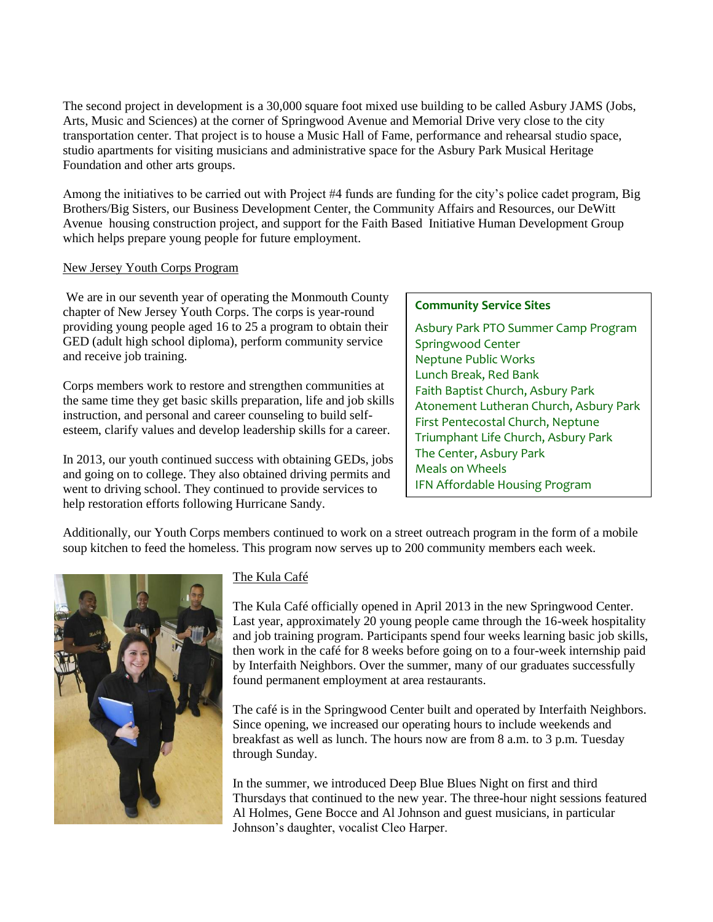The second project in development is a 30,000 square foot mixed use building to be called Asbury JAMS (Jobs, Arts, Music and Sciences) at the corner of Springwood Avenue and Memorial Drive very close to the city transportation center. That project is to house a Music Hall of Fame, performance and rehearsal studio space, studio apartments for visiting musicians and administrative space for the Asbury Park Musical Heritage Foundation and other arts groups.

Among the initiatives to be carried out with Project #4 funds are funding for the city's police cadet program, Big Brothers/Big Sisters, our Business Development Center, the Community Affairs and Resources, our DeWitt Avenue housing construction project, and support for the Faith Based Initiative Human Development Group which helps prepare young people for future employment.

New Jersey Youth Corps Program

We are in our seventh year of operating the Monmouth County chapter of New Jersey Youth Corps. The corps is year-round providing young people aged 16 to 25 a program to obtain their GED (adult high school diploma), perform community service and receive job training.

Corps members work to restore and strengthen communities at the same time they get basic skills preparation, life and job skills instruction, and personal and career counseling to build self-esteem, clarify values and develop leadership skills for a career.

In 2013, our youth continued success with obtaining GEDs, jobs and going on to college. They also obtained driving permits and went to driving school. They continued to provide services to help restoration efforts following Hurricane Sandy.

**Community Service Sites**

- Asbury Park PTO Summer Camp Program
- Springwood Center
- Neptune Public Works
- Lunch Break, Red Bank
- Faith Baptist Church, Asbury Park
- Atonement Lutheran Church, Asbury Park
- First Pentecostal Church, Neptune
- Triumphant Life Church, Asbury Park
- The Center, Asbury Park
- Meals on Wheels
- IFN Affordable Housing Program

Additionally, our Youth Corps members continued to work on a street outreach program in the form of a mobile soup kitchen to feed the homeless. This program now serves up to 200 community members each week.

The Kula Café

The Kula Café officially opened in April 2013 in the new Springwood Center. Last year, approximately 20 young people came through the 16-week hospitality and job training program. Participants spend four weeks learning basic job skills, then work in the café for 8 weeks before going on to a four-week internship paid by Interfaith Neighbors. Over the summer, many of our graduates successfully found permanent employment at area restaurants.

The café is in the Springwood Center built and operated by Interfaith Neighbors. Since opening, we increased our operating hours to include weekends and breakfast as well as lunch. The hours now are from 8 a.m. to 3 p.m. Tuesday through Sunday.

In the summer, we introduced Deep Blue Blues Night on first and third Thursdays that continued to the new year. The three-hour night sessions featured Al Holmes, Gene Bocce and Al Johnson and guest musicians, in particular Johnson's daughter, vocalist Cleo Harper.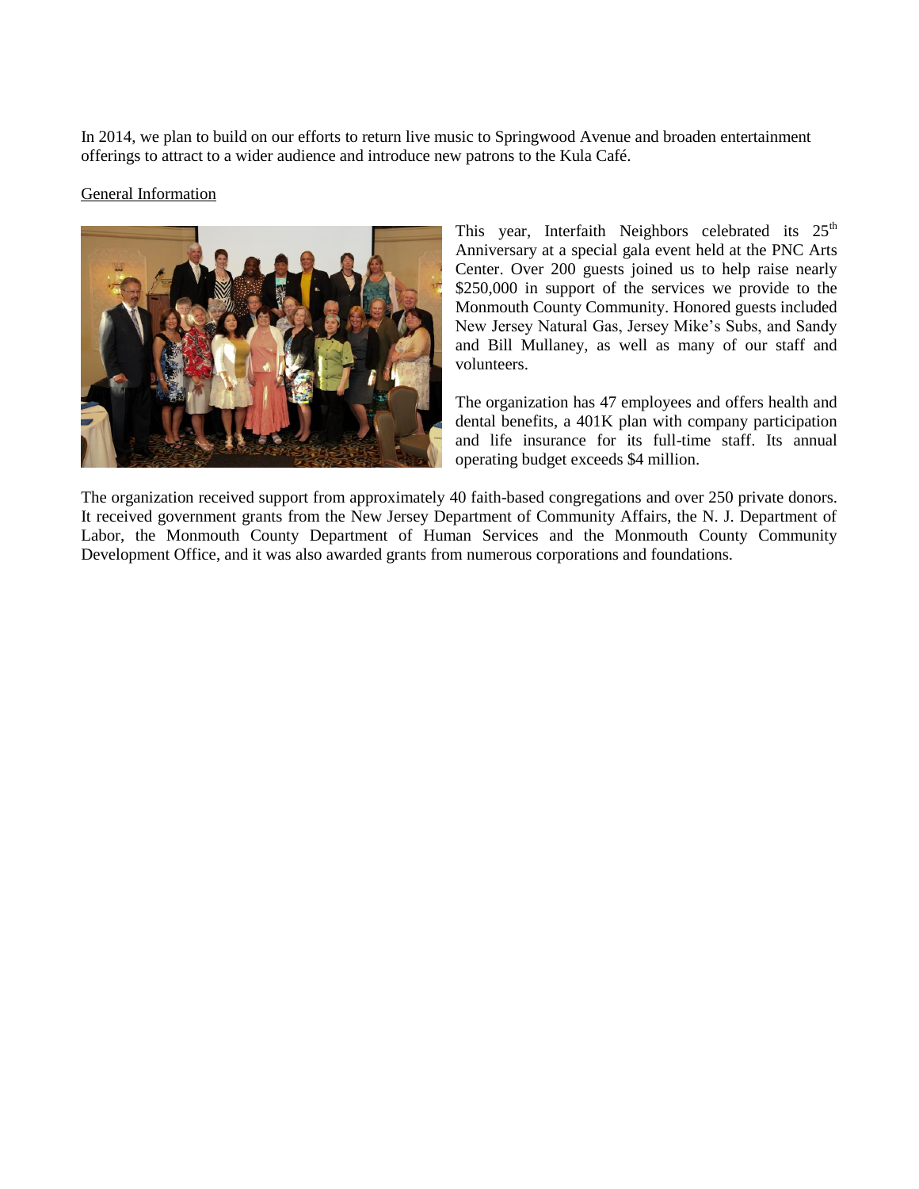In 2014, we plan to build on our efforts to return live music to Springwood Avenue and broaden entertainment offerings to attract to a wider audience and introduce new patrons to the Kula Café.

General Information

This year, Interfaith Neighbors celebrated its 25th Anniversary at a special gala event held at the PNC Arts Center. Over 200 guests joined us to help raise nearly $250,000 in support of the services we provide to the Monmouth County Community. Honored guests included New Jersey Natural Gas, Jersey Mike's Subs, and Sandy and Bill Mullaney, as well as many of our staff and volunteers.

The organization has 47 employees and offers health and dental benefits, a 401K plan with company participation and life insurance for its full-time staff. Its annual operating budget exceeds $4 million.

The organization received support from approximately 40 faith-based congregations and over 250 private donors. It received government grants from the New Jersey Department of Community Affairs, the N. J. Department of Labor, the Monmouth County Department of Human Services and the Monmouth County Community Development Office, and it was also awarded grants from numerous corporations and foundations.